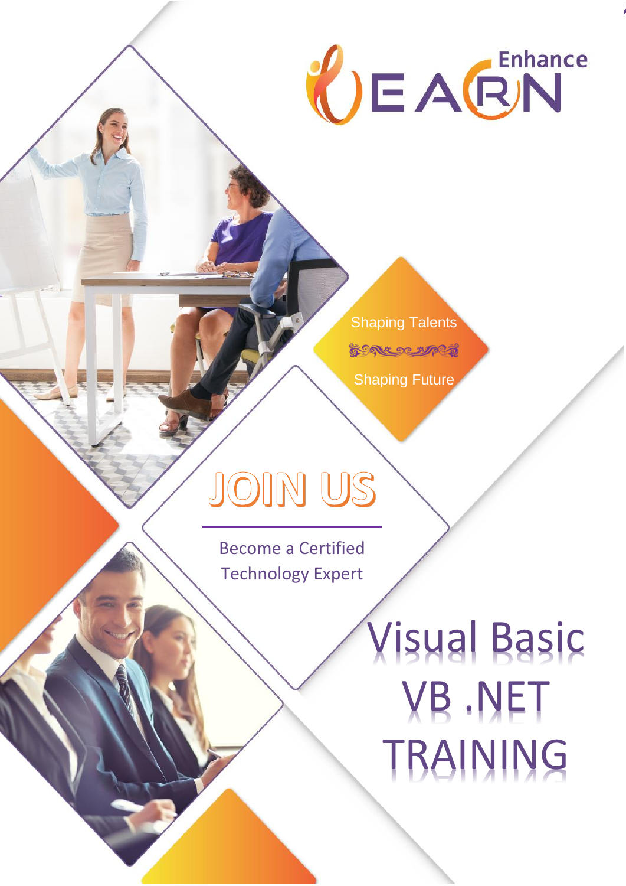Enhance LEARN

Shaping Talents

Shaping Future

# JOIN US

Become a Certified Technology Expert

# Visual Basic VB .NET TRAINING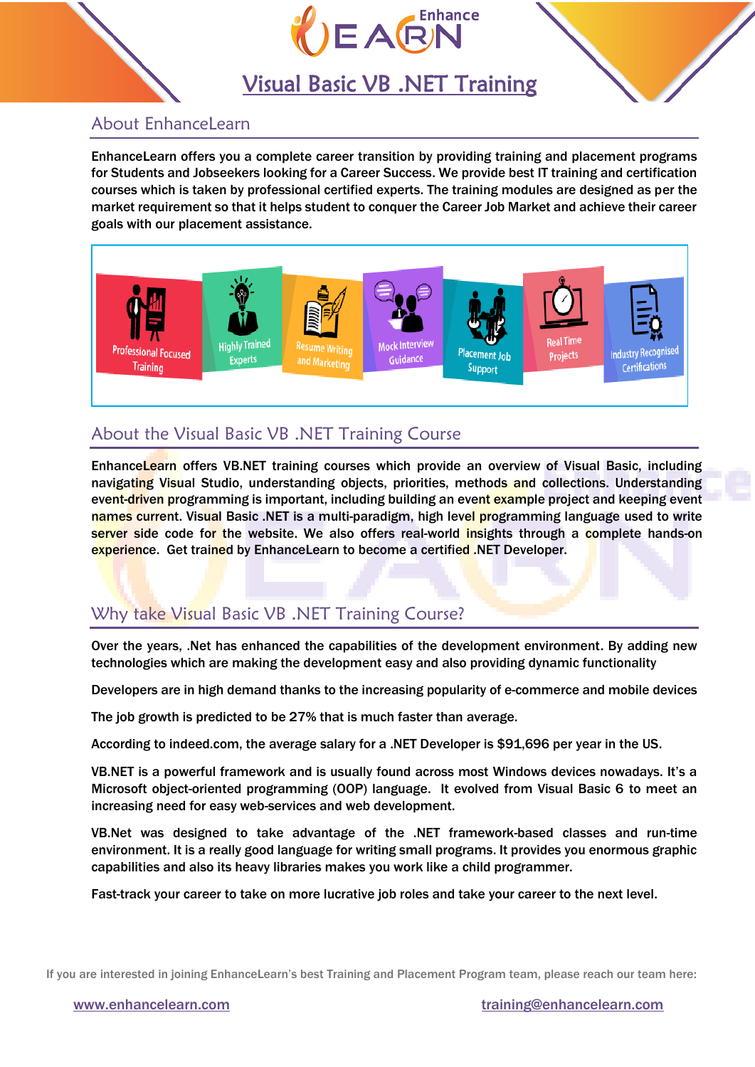# Visual Basic VB .NET Training

## About EnhanceLearn

**EnhanceLearn offers you a complete career transition by providing training and placement programs for Students and Jobseekers looking for a Career Success. We provide best IT training and certification courses which is taken by professional certified experts. The training modules are designed as per the market requirement so that it helps student to conquer the Career Job Market and achieve their career goals with our placement assistance.**

Professional Focused Training | Highly Trained Experts | Resume Writing and Marketing | Mock Interview Guidance | Placement Job Support | Real Time Projects | Industry Recognised Certifications

## About the Visual Basic VB .NET Training Course

EnhanceLearn offers VB.NET training courses which provide an overview of Visual Basic, including navigating Visual Studio, understanding objects, priorities, methods and collections. Understanding event-driven programming is important, including building an event example project and keeping event names current. Visual Basic .NET is a multi-paradigm, high level programming language used to write server side code for the website. We also offers real-world insights through a complete hands-on experience. Get trained by EnhanceLearn to become a certified .NET Developer.

## Why take Visual Basic VB .NET Training Course?

Over the years, .Net has enhanced the capabilities of the development environment. By adding new technologies which are making the development easy and also providing dynamic functionality

Developers are in high demand thanks to the increasing popularity of e-commerce and mobile devices

The job growth is predicted to be 27% that is much faster than average.

According to indeed.com, the average salary for a .NET Developer is $91,696 per year in the US.

VB.NET is a powerful framework and is usually found across most Windows devices nowadays. It's a Microsoft object-oriented programming (OOP) language. It evolved from Visual Basic 6 to meet an increasing need for easy web-services and web development.

VB.Net was designed to take advantage of the .NET framework-based classes and run-time environment. It is a really good language for writing small programs. It provides you enormous graphic capabilities and also its heavy libraries makes you work like a child programmer.

Fast-track your career to take on more lucrative job roles and take your career to the next level.

If you are interested in joining EnhanceLearn's best Training and Placement Program team, please reach our team here:

www.enhancelearn.com training@enhancelearn.com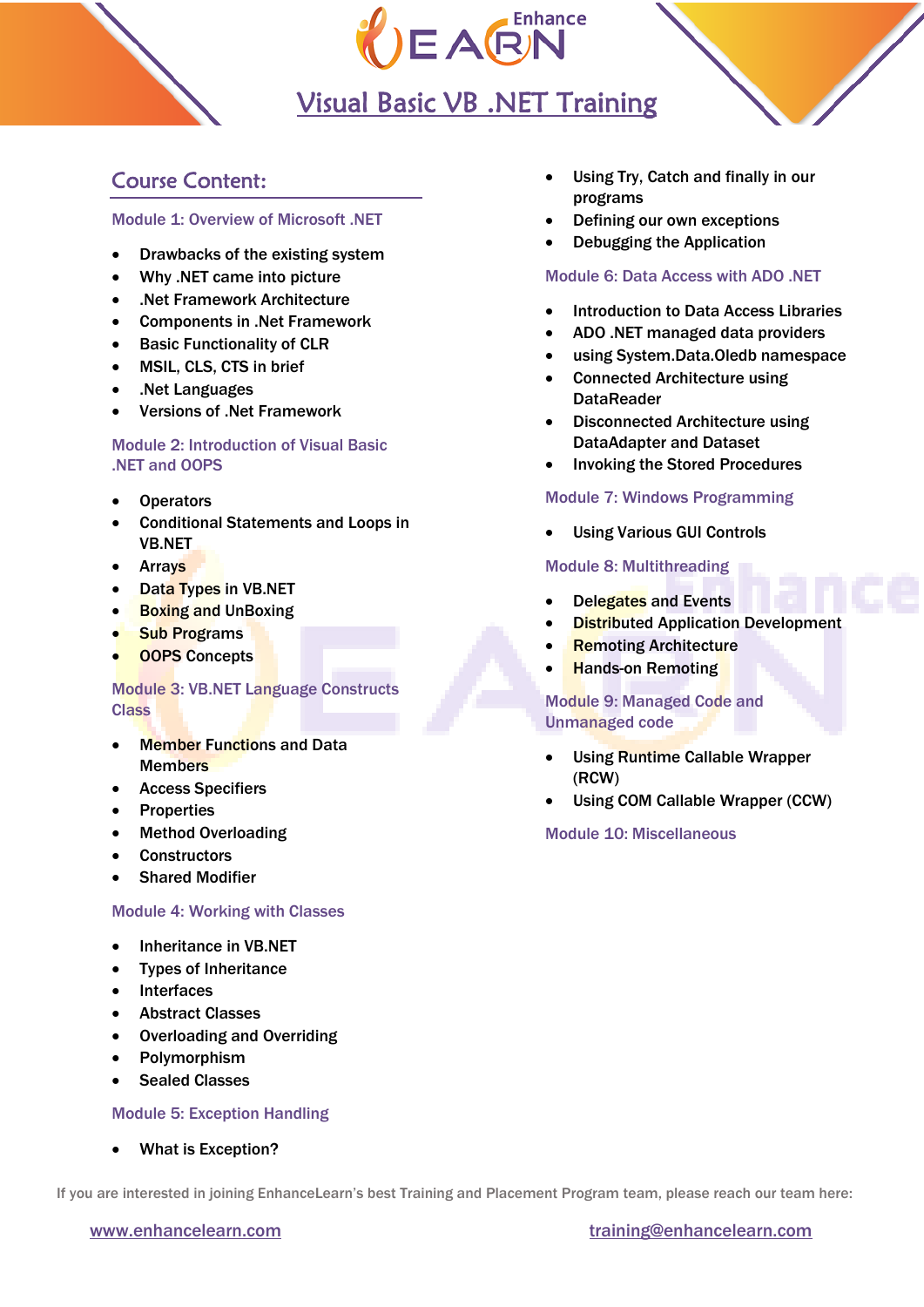# Visual Basic VB .NET Training

## Course Content:

### Module 1: Overview of Microsoft .NET

- Drawbacks of the existing system
- Why .NET came into picture
- .Net Framework Architecture
- Components in .Net Framework
- Basic Functionality of CLR
- MSIL, CLS, CTS in brief
- .Net Languages
- Versions of .Net Framework

### Module 2: Introduction of Visual Basic .NET and OOPS

- Operators
- Conditional Statements and Loops in VB.NET
- Arrays
- Data Types in VB.NET
- Boxing and UnBoxing
- Sub Programs
- OOPS Concepts

### Module 3: VB.NET Language Constructs Class

- Member Functions and Data Members
- Access Specifiers
- Properties
- Method Overloading
- Constructors
- Shared Modifier

### Module 4: Working with Classes

- Inheritance in VB.NET
- Types of Inheritance
- Interfaces
- Abstract Classes
- Overloading and Overriding
- Polymorphism
- Sealed Classes

### Module 5: Exception Handling

- What is Exception?
- Using Try, Catch and finally in our programs
- Defining our own exceptions
- Debugging the Application

### Module 6: Data Access with ADO .NET

- Introduction to Data Access Libraries
- ADO .NET managed data providers
- using System.Data.Oledb namespace
- Connected Architecture using DataReader
- Disconnected Architecture using DataAdapter and Dataset
- Invoking the Stored Procedures

### Module 7: Windows Programming

- Using Various GUI Controls

### Module 8: Multithreading

- Delegates and Events
- Distributed Application Development
- Remoting Architecture
- Hands-on Remoting

### Module 9: Managed Code and Unmanaged code

- Using Runtime Callable Wrapper (RCW)
- Using COM Callable Wrapper (CCW)

### Module 10: Miscellaneous

If you are interested in joining EnhanceLearn's best Training and Placement Program team, please reach our team here:

www.enhancelearn.com

training@enhancelearn.com